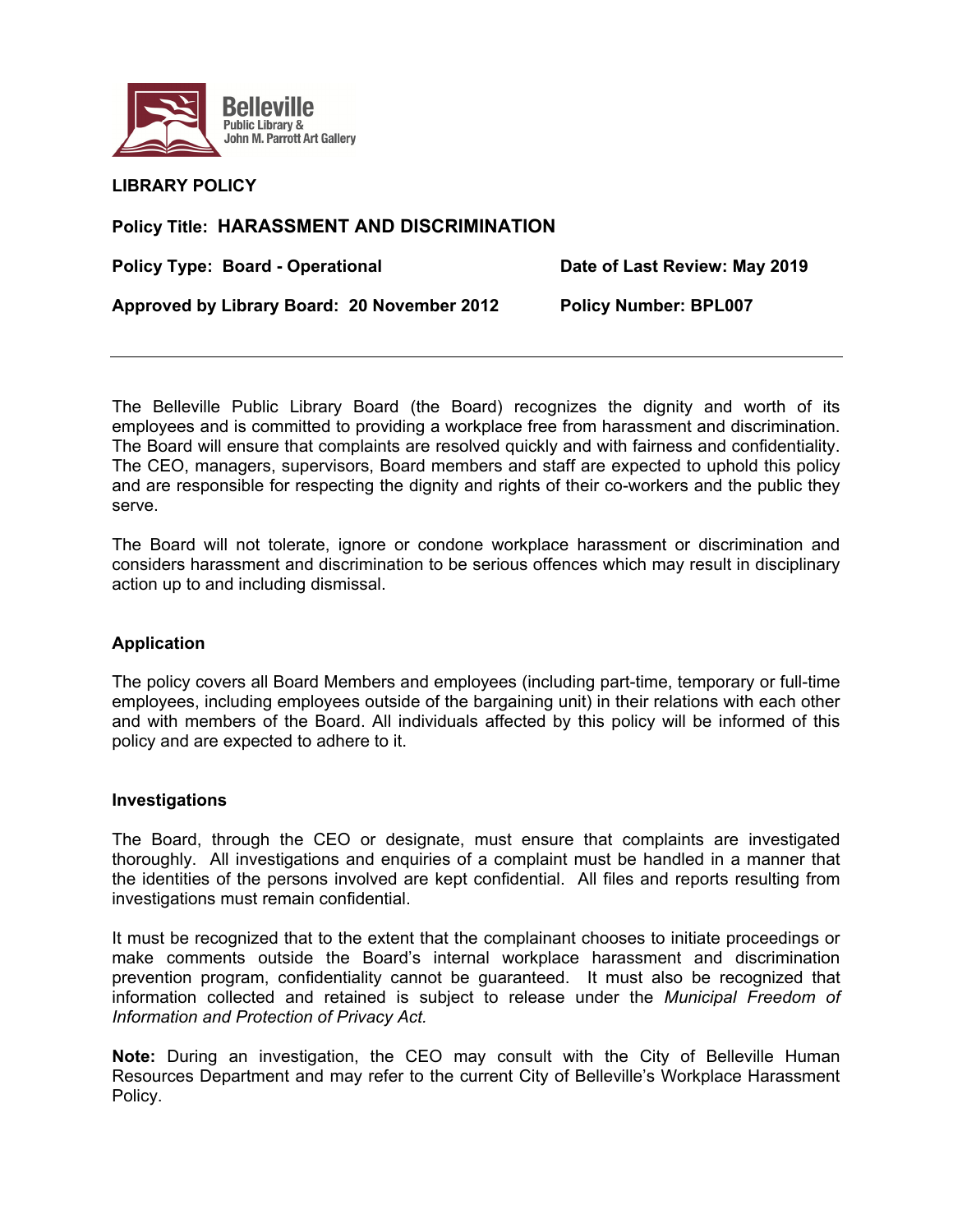Belleville
Public Library &
John M. Parrott Art Gallery

**LIBRARY POLICY**

**Policy Title: HARASSMENT AND DISCRIMINATION**

**Policy Type: Board - Operational** | **Date of Last Review: May 2019**

**Approved by Library Board: 20 November 2012** | **Policy Number: BPL007**

---

The Belleville Public Library Board (the Board) recognizes the dignity and worth of its employees and is committed to providing a workplace free from harassment and discrimination. The Board will ensure that complaints are resolved quickly and with fairness and confidentiality. The CEO, managers, supervisors, Board members and staff are expected to uphold this policy and are responsible for respecting the dignity and rights of their co-workers and the public they serve.

The Board will not tolerate, ignore or condone workplace harassment or discrimination and considers harassment and discrimination to be serious offences which may result in disciplinary action up to and including dismissal.

## Application

The policy covers all Board Members and employees (including part-time, temporary or full-time employees, including employees outside of the bargaining unit) in their relations with each other and with members of the Board. All individuals affected by this policy will be informed of this policy and are expected to adhere to it.

## Investigations

The Board, through the CEO or designate, must ensure that complaints are investigated thoroughly. All investigations and enquiries of a complaint must be handled in a manner that the identities of the persons involved are kept confidential. All files and reports resulting from investigations must remain confidential.

It must be recognized that to the extent that the complainant chooses to initiate proceedings or make comments outside the Board's internal workplace harassment and discrimination prevention program, confidentiality cannot be guaranteed. It must also be recognized that information collected and retained is subject to release under the *Municipal Freedom of Information and Protection of Privacy Act.*

**Note:** During an investigation, the CEO may consult with the City of Belleville Human Resources Department and may refer to the current City of Belleville's Workplace Harassment Policy.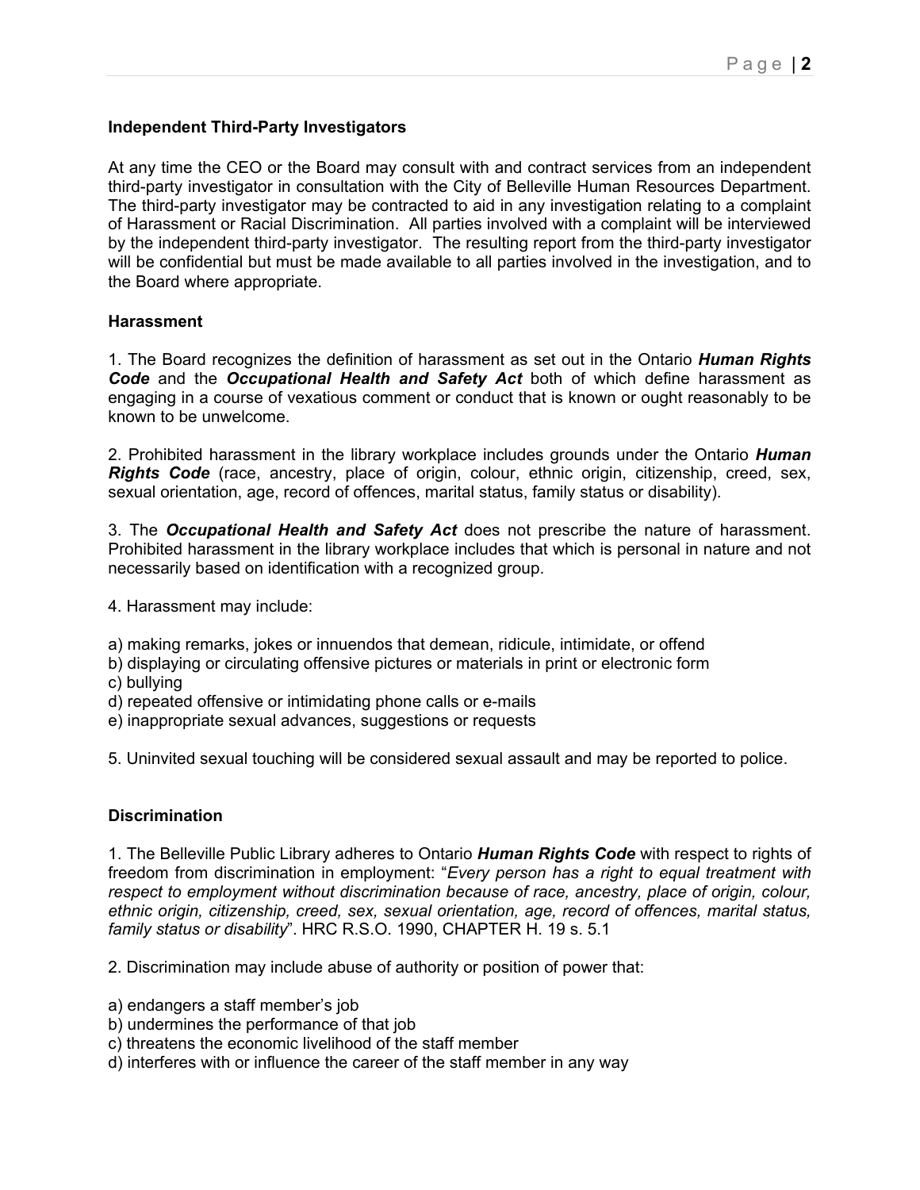### Independent Third-Party Investigators

At any time the CEO or the Board may consult with and contract services from an independent third-party investigator in consultation with the City of Belleville Human Resources Department. The third-party investigator may be contracted to aid in any investigation relating to a complaint of Harassment or Racial Discrimination. All parties involved with a complaint will be interviewed by the independent third-party investigator. The resulting report from the third-party investigator will be confidential but must be made available to all parties involved in the investigation, and to the Board where appropriate.

### Harassment

1. The Board recognizes the definition of harassment as set out in the Ontario ***Human Rights Code*** and the ***Occupational Health and Safety Act*** both of which define harassment as engaging in a course of vexatious comment or conduct that is known or ought reasonably to be known to be unwelcome.

2. Prohibited harassment in the library workplace includes grounds under the Ontario ***Human Rights Code*** (race, ancestry, place of origin, colour, ethnic origin, citizenship, creed, sex, sexual orientation, age, record of offences, marital status, family status or disability).

3. The ***Occupational Health and Safety Act*** does not prescribe the nature of harassment. Prohibited harassment in the library workplace includes that which is personal in nature and not necessarily based on identification with a recognized group.

4. Harassment may include:

a) making remarks, jokes or innuendos that demean, ridicule, intimidate, or offend
b) displaying or circulating offensive pictures or materials in print or electronic form
c) bullying
d) repeated offensive or intimidating phone calls or e-mails
e) inappropriate sexual advances, suggestions or requests

5. Uninvited sexual touching will be considered sexual assault and may be reported to police.

### Discrimination

1. The Belleville Public Library adheres to Ontario ***Human Rights Code*** with respect to rights of freedom from discrimination in employment: "*Every person has a right to equal treatment with respect to employment without discrimination because of race, ancestry, place of origin, colour, ethnic origin, citizenship, creed, sex, sexual orientation, age, record of offences, marital status, family status or disability*". HRC R.S.O. 1990, CHAPTER H. 19 s. 5.1

2. Discrimination may include abuse of authority or position of power that:

a) endangers a staff member's job
b) undermines the performance of that job
c) threatens the economic livelihood of the staff member
d) interferes with or influence the career of the staff member in any way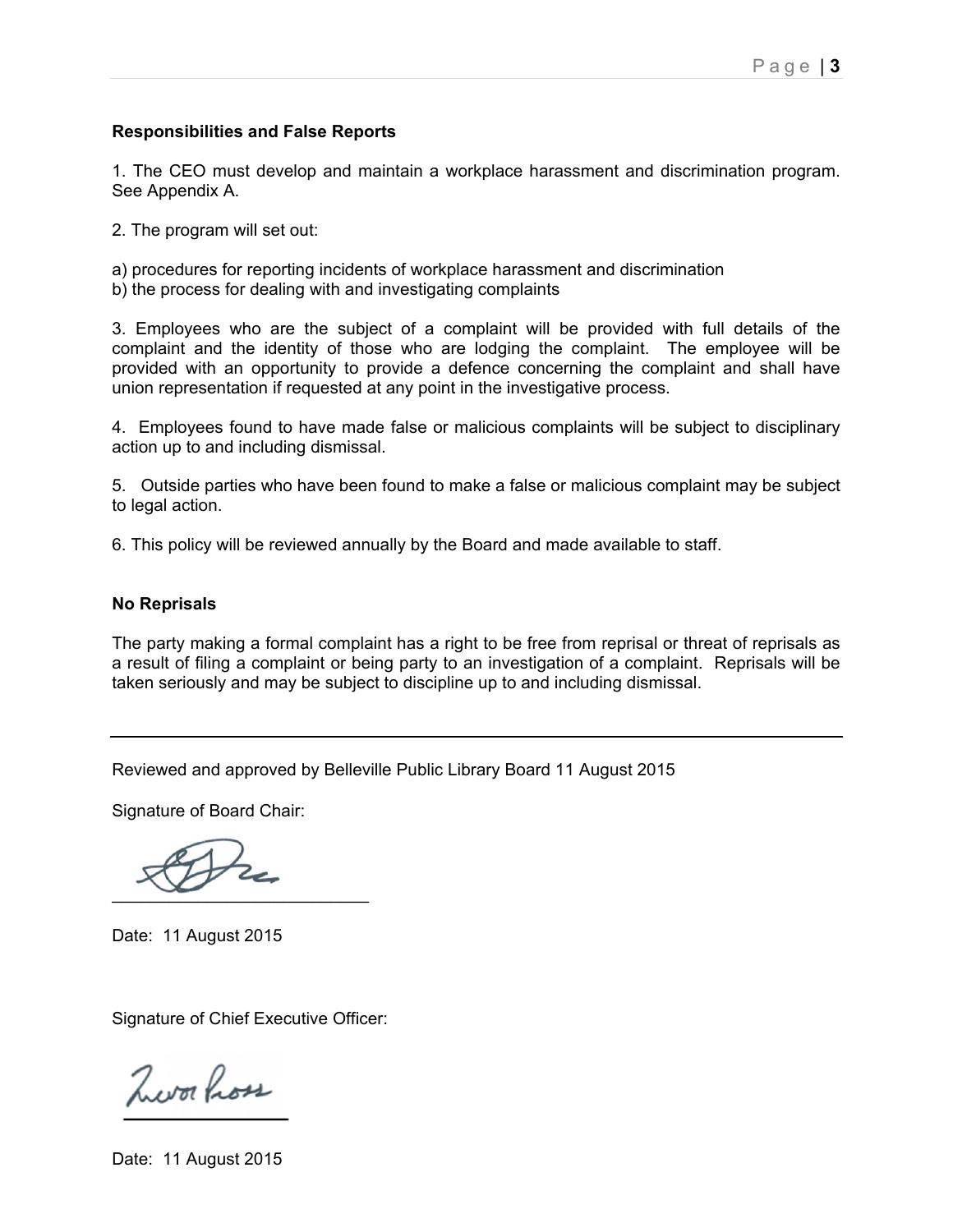**Responsibilities and False Reports**

1. The CEO must develop and maintain a workplace harassment and discrimination program. See Appendix A.

2. The program will set out:

a) procedures for reporting incidents of workplace harassment and discrimination
b) the process for dealing with and investigating complaints

3. Employees who are the subject of a complaint will be provided with full details of the complaint and the identity of those who are lodging the complaint. The employee will be provided with an opportunity to provide a defence concerning the complaint and shall have union representation if requested at any point in the investigative process.

4. Employees found to have made false or malicious complaints will be subject to disciplinary action up to and including dismissal.

5. Outside parties who have been found to make a false or malicious complaint may be subject to legal action.

6. This policy will be reviewed annually by the Board and made available to staff.

**No Reprisals**

The party making a formal complaint has a right to be free from reprisal or threat of reprisals as a result of filing a complaint or being party to an investigation of a complaint. Reprisals will be taken seriously and may be subject to discipline up to and including dismissal.

---

Reviewed and approved by Belleville Public Library Board 11 August 2015

Signature of Board Chair:

\_\_\_\_\_\_\_\_\_\_\_\_\_\_\_\_\_\_\_\_\_\_\_\_\_\_

Date: 11 August 2015

Signature of Chief Executive Officer:

\_\_\_\_\_\_\_\_\_\_\_\_\_\_\_\_\_\_\_\_

Date: 11 August 2015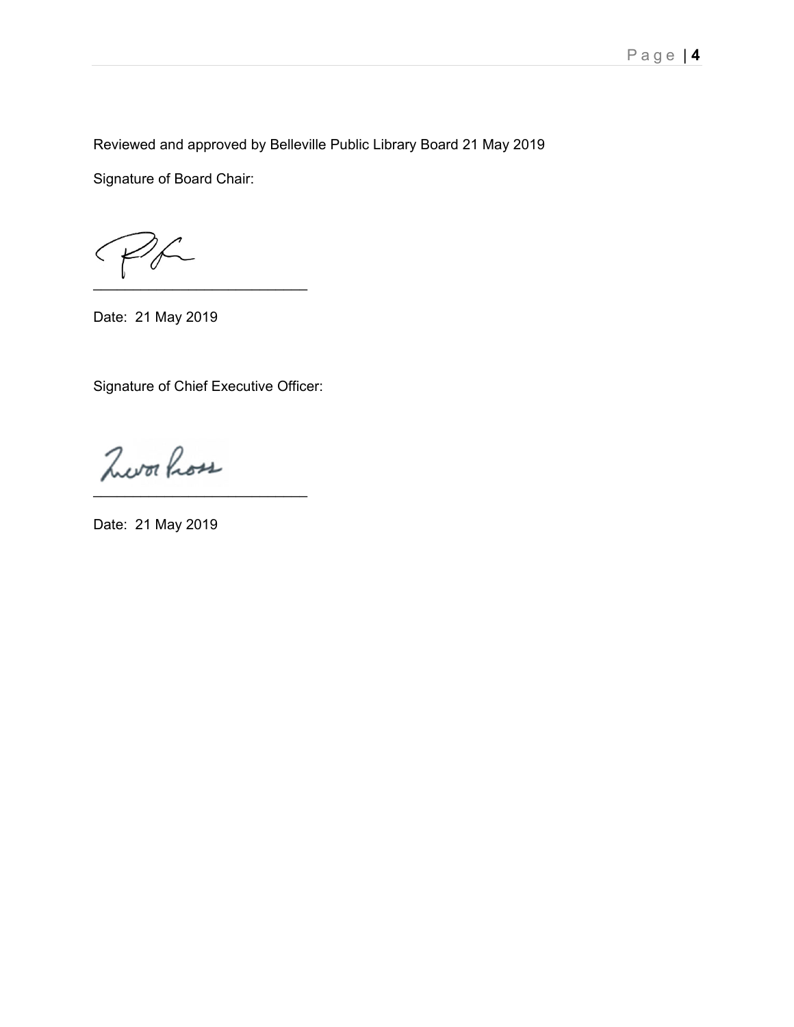Reviewed and approved by Belleville Public Library Board 21 May 2019

Signature of Board Chair:

___________________________

Date: 21 May 2019

Signature of Chief Executive Officer:

___________________________

Date: 21 May 2019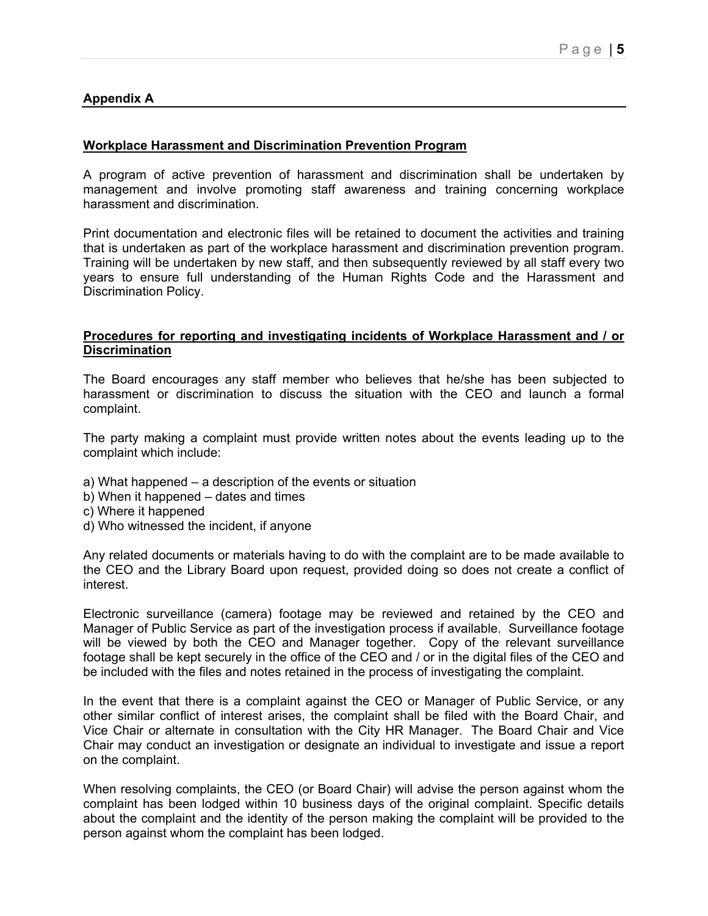## Appendix A

### Workplace Harassment and Discrimination Prevention Program

A program of active prevention of harassment and discrimination shall be undertaken by management and involve promoting staff awareness and training concerning workplace harassment and discrimination.

Print documentation and electronic files will be retained to document the activities and training that is undertaken as part of the workplace harassment and discrimination prevention program. Training will be undertaken by new staff, and then subsequently reviewed by all staff every two years to ensure full understanding of the Human Rights Code and the Harassment and Discrimination Policy.

### Procedures for reporting and investigating incidents of Workplace Harassment and / or Discrimination

The Board encourages any staff member who believes that he/she has been subjected to harassment or discrimination to discuss the situation with the CEO and launch a formal complaint.

The party making a complaint must provide written notes about the events leading up to the complaint which include:

a) What happened – a description of the events or situation
b) When it happened – dates and times
c) Where it happened
d) Who witnessed the incident, if anyone

Any related documents or materials having to do with the complaint are to be made available to the CEO and the Library Board upon request, provided doing so does not create a conflict of interest.

Electronic surveillance (camera) footage may be reviewed and retained by the CEO and Manager of Public Service as part of the investigation process if available. Surveillance footage will be viewed by both the CEO and Manager together. Copy of the relevant surveillance footage shall be kept securely in the office of the CEO and / or in the digital files of the CEO and be included with the files and notes retained in the process of investigating the complaint.

In the event that there is a complaint against the CEO or Manager of Public Service, or any other similar conflict of interest arises, the complaint shall be filed with the Board Chair, and Vice Chair or alternate in consultation with the City HR Manager. The Board Chair and Vice Chair may conduct an investigation or designate an individual to investigate and issue a report on the complaint.

When resolving complaints, the CEO (or Board Chair) will advise the person against whom the complaint has been lodged within 10 business days of the original complaint. Specific details about the complaint and the identity of the person making the complaint will be provided to the person against whom the complaint has been lodged.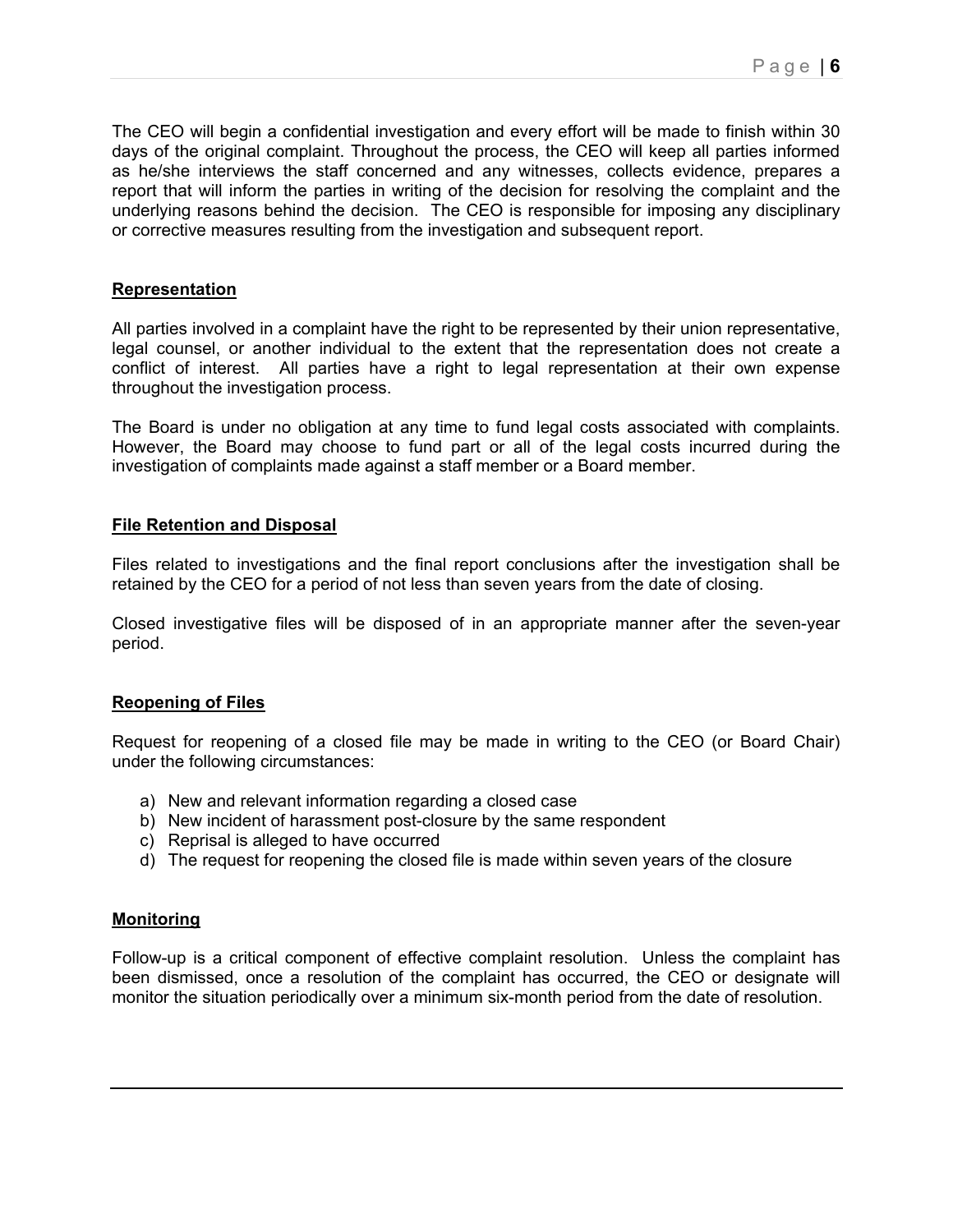The CEO will begin a confidential investigation and every effort will be made to finish within 30 days of the original complaint. Throughout the process, the CEO will keep all parties informed as he/she interviews the staff concerned and any witnesses, collects evidence, prepares a report that will inform the parties in writing of the decision for resolving the complaint and the underlying reasons behind the decision. The CEO is responsible for imposing any disciplinary or corrective measures resulting from the investigation and subsequent report.

## Representation

All parties involved in a complaint have the right to be represented by their union representative, legal counsel, or another individual to the extent that the representation does not create a conflict of interest. All parties have a right to legal representation at their own expense throughout the investigation process.

The Board is under no obligation at any time to fund legal costs associated with complaints. However, the Board may choose to fund part or all of the legal costs incurred during the investigation of complaints made against a staff member or a Board member.

## File Retention and Disposal

Files related to investigations and the final report conclusions after the investigation shall be retained by the CEO for a period of not less than seven years from the date of closing.

Closed investigative files will be disposed of in an appropriate manner after the seven-year period.

## Reopening of Files

Request for reopening of a closed file may be made in writing to the CEO (or Board Chair) under the following circumstances:

a) New and relevant information regarding a closed case
b) New incident of harassment post-closure by the same respondent
c) Reprisal is alleged to have occurred
d) The request for reopening the closed file is made within seven years of the closure

## Monitoring

Follow-up is a critical component of effective complaint resolution. Unless the complaint has been dismissed, once a resolution of the complaint has occurred, the CEO or designate will monitor the situation periodically over a minimum six-month period from the date of resolution.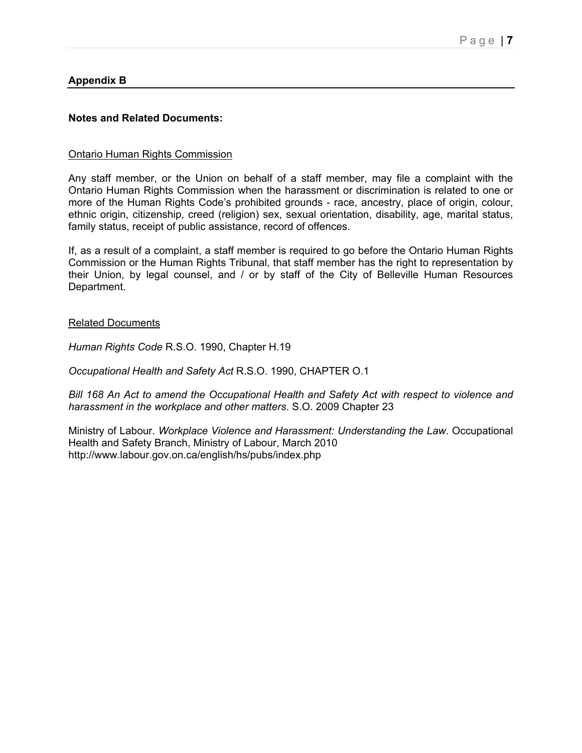## Appendix B

### Notes and Related Documents:

Ontario Human Rights Commission

Any staff member, or the Union on behalf of a staff member, may file a complaint with the Ontario Human Rights Commission when the harassment or discrimination is related to one or more of the Human Rights Code's prohibited grounds - race, ancestry, place of origin, colour, ethnic origin, citizenship, creed (religion) sex, sexual orientation, disability, age, marital status, family status, receipt of public assistance, record of offences.

If, as a result of a complaint, a staff member is required to go before the Ontario Human Rights Commission or the Human Rights Tribunal, that staff member has the right to representation by their Union, by legal counsel, and / or by staff of the City of Belleville Human Resources Department.

Related Documents

*Human Rights Code* R.S.O. 1990, Chapter H.19

*Occupational Health and Safety Act* R.S.O. 1990, CHAPTER O.1

*Bill 168 An Act to amend the Occupational Health and Safety Act with respect to violence and harassment in the workplace and other matters*. S.O. 2009 Chapter 23

Ministry of Labour. *Workplace Violence and Harassment: Understanding the Law*. Occupational Health and Safety Branch, Ministry of Labour, March 2010
http://www.labour.gov.on.ca/english/hs/pubs/index.php